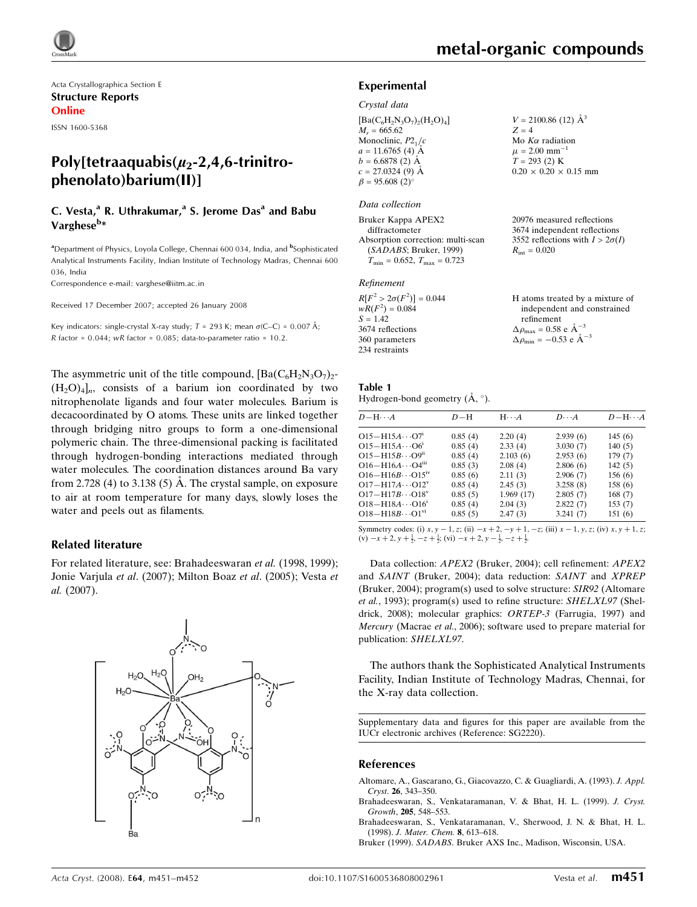Acta Crystallographica Section E

**Structure Reports Online**

ISSN 1600-5368

# Poly[tetraaquabis($\mu_2$-2,4,6-trinitrophenolato)barium(II)]

**C. Vesta,[a] R. Uthrakumar,[a] S. Jerome Das[a] and Babu Varghese[b]***

[a]Department of Physics, Loyola College, Chennai 600 034, India, and [b]Sophisticated Analytical Instruments Facility, Indian Institute of Technology Madras, Chennai 600 036, India

Correspondence e-mail: varghese@iitm.ac.in

Received 17 December 2007; accepted 26 January 2008

Key indicators: single-crystal X-ray study; $T$ = 293 K; mean $\sigma$(C–C) = 0.007 Å; $R$ factor = 0.044; $wR$ factor = 0.085; data-to-parameter ratio = 10.2.

The asymmetric unit of the title compound, $[Ba(C_6H_2N_3O_7)_2(H_2O)_4]_n$, consists of a barium ion coordinated by two nitrophenolate ligands and four water molecules. Barium is decacoordinated by O atoms. These units are linked together through bridging nitro groups to form a one-dimensional polymeric chain. The three-dimensional packing is facilitated through hydrogen-bonding interactions mediated through water molecules. The coordination distances around Ba vary from 2.728 (4) to 3.138 (5) Å. The crystal sample, on exposure to air at room temperature for many days, slowly loses the water and peels out as filaments.

## Related literature

For related literature, see: Brahadeeswaran *et al.* (1998, 1999); Jonie Varjula *et al.* (2007); Milton Boaz *et al.* (2005); Vesta *et al.* (2007).

## Experimental

### Crystal data

$[Ba(C_6H_2N_3O_7)_2(H_2O)_4]$
$M_r$ = 665.62
Monoclinic, $P2_1/c$
$a$ = 11.6765 (4) Å
$b$ = 6.6878 (2) Å
$c$ = 27.0324 (9) Å
$\beta$ = 95.608 (2)°
$V$ = 2100.86 (12) Å$^3$
$Z$ = 4
Mo $K\alpha$ radiation
$\mu$ = 2.00 mm$^{-1}$
$T$ = 293 (2) K
0.20 × 0.20 × 0.15 mm

### Data collection

Bruker Kappa APEX2 diffractometer
Absorption correction: multi-scan (*SADABS*; Bruker, 1999)
$T_{min}$ = 0.652, $T_{max}$ = 0.723
20976 measured reflections
3674 independent reflections
3552 reflections with $I > 2\sigma(I)$
$R_{int}$ = 0.020

### Refinement

$R[F^2 > 2\sigma(F^2)]$ = 0.044
$wR(F^2)$ = 0.084
$S$ = 1.42
3674 reflections
360 parameters
234 restraints
H atoms treated by a mixture of independent and constrained refinement
$\Delta\rho_{max}$ = 0.58 e Å$^{-3}$
$\Delta\rho_{min}$ = −0.53 e Å$^{-3}$

**Table 1**
Hydrogen-bond geometry (Å, °).

| $D$—H···$A$ | $D$—H | H···$A$ | $D$···$A$ | $D$—H···$A$ |
|---|---|---|---|---|
| O15—H15$A$···O7$^{i}$ | 0.85 (4) | 2.20 (4) | 2.939 (6) | 145 (6) |
| O15—H15$A$···O6$^{i}$ | 0.85 (4) | 2.33 (4) | 3.030 (7) | 140 (5) |
| O15—H15$B$···O9$^{ii}$ | 0.85 (4) | 2.103 (6) | 2.953 (6) | 179 (7) |
| O16—H16$A$···O4$^{iii}$ | 0.85 (3) | 2.08 (4) | 2.806 (6) | 142 (5) |
| O16—H16$B$···O15$^{iv}$ | 0.85 (6) | 2.11 (3) | 2.906 (7) | 156 (6) |
| O17—H17$A$···O12$^{v}$ | 0.85 (4) | 2.45 (3) | 3.258 (8) | 158 (6) |
| O17—H17$B$···O18$^{v}$ | 0.85 (5) | 1.969 (17) | 2.805 (7) | 168 (7) |
| O18—H18$A$···O16$^{i}$ | 0.85 (4) | 2.04 (3) | 2.822 (7) | 153 (7) |
| O18—H18$B$···O1$^{vi}$ | 0.85 (5) | 2.47 (3) | 3.241 (7) | 151 (6) |

Symmetry codes: (i) $x, y-1, z$; (ii) $-x+2, -y+1, -z$; (iii) $x-1, y, z$; (iv) $x, y+1, z$; (v) $-x+2, y+\frac{1}{2}, -z+\frac{1}{2}$; (vi) $-x+2, y-\frac{1}{2}, -z+\frac{1}{2}$.

Data collection: *APEX2* (Bruker, 2004); cell refinement: *APEX2* and *SAINT* (Bruker, 2004); data reduction: *SAINT* and *XPREP* (Bruker, 2004); program(s) used to solve structure: *SIR92* (Altomare *et al.*, 1993); program(s) used to refine structure: *SHELXL97* (Sheldrick, 2008); molecular graphics: *ORTEP-3* (Farrugia, 1997) and *Mercury* (Macrae *et al.*, 2006); software used to prepare material for publication: *SHELXL97*.

The authors thank the Sophisticated Analytical Instruments Facility, Indian Institute of Technology Madras, Chennai, for the X-ray data collection.

Supplementary data and figures for this paper are available from the IUCr electronic archives (Reference: SG2220).

## References

Altomare, A., Gascarano, G., Giacovazzo, C. & Guagliardi, A. (1993). *J. Appl. Cryst.* **26**, 343–350.

Brahadeeswaran, S., Venkataramanan, V. & Bhat, H. L. (1999). *J. Cryst. Growth*, **205**, 548–553.

Brahadeeswaran, S., Venkataramanan, V., Sherwood, J. N. & Bhat, H. L. (1998). *J. Mater. Chem.* **8**, 613–618.

Bruker (1999). *SADABS*. Bruker AXS Inc., Madison, Wisconsin, USA.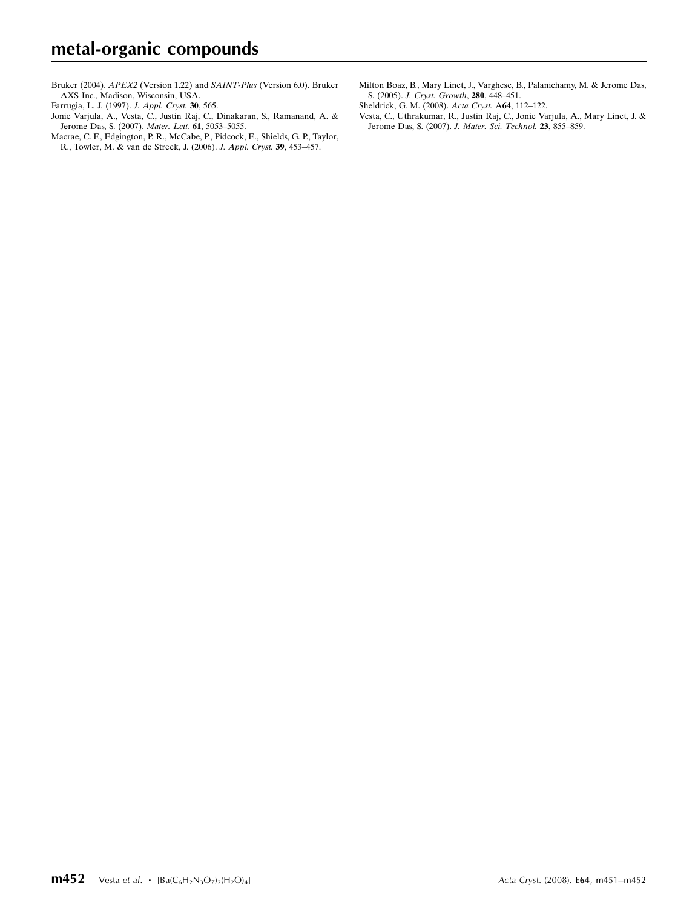Bruker (2004). *APEX2* (Version 1.22) and *SAINT-Plus* (Version 6.0). Bruker AXS Inc., Madison, Wisconsin, USA.

Farrugia, L. J. (1997). *J. Appl. Cryst.* **30**, 565.

Jonie Varjula, A., Vesta, C., Justin Raj, C., Dinakaran, S., Ramanand, A. & Jerome Das, S. (2007). *Mater. Lett.* **61**, 5053–5055.

Macrae, C. F., Edgington, P. R., McCabe, P., Pidcock, E., Shields, G. P., Taylor, R., Towler, M. & van de Streek, J. (2006). *J. Appl. Cryst.* **39**, 453–457.

Milton Boaz, B., Mary Linet, J., Varghese, B., Palanichamy, M. & Jerome Das, S. (2005). *J. Cryst. Growth*, **280**, 448–451.

Sheldrick, G. M. (2008). *Acta Cryst.* A**64**, 112–122.

Vesta, C., Uthrakumar, R., Justin Raj, C., Jonie Varjula, A., Mary Linet, J. & Jerome Das, S. (2007). *J. Mater. Sci. Technol.* **23**, 855–859.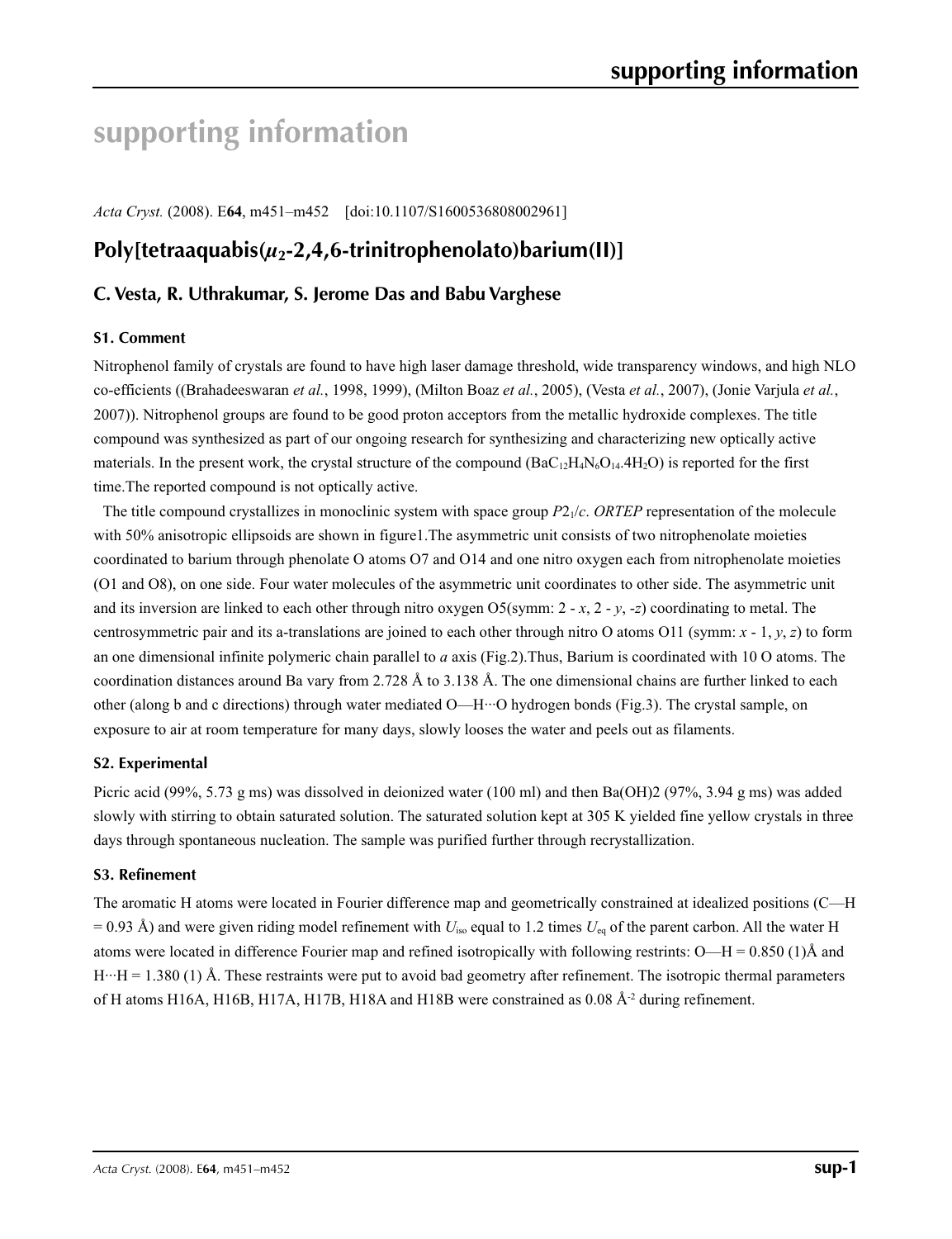# supporting information

*Acta Cryst.* (2008). E**64**, m451–m452 [doi:10.1107/S1600536808002961]

## Poly[tetraaquabis($\mu_2$-2,4,6-trinitrophenolato)barium(II)]

### C. Vesta, R. Uthrakumar, S. Jerome Das and Babu Varghese

#### S1. Comment

Nitrophenol family of crystals are found to have high laser damage threshold, wide transparency windows, and high NLO co-efficients ((Brahadeeswaran *et al.*, 1998, 1999), (Milton Boaz *et al.*, 2005), (Vesta *et al.*, 2007), (Jonie Varjula *et al.*, 2007)). Nitrophenol groups are found to be good proton acceptors from the metallic hydroxide complexes. The title compound was synthesized as part of our ongoing research for synthesizing and characterizing new optically active materials. In the present work, the crystal structure of the compound ($BaC_{12}H_4N_6O_{14}.4H_2O$) is reported for the first time.The reported compound is not optically active.

The title compound crystallizes in monoclinic system with space group $P2_1/c$. *ORTEP* representation of the molecule with 50% anisotropic ellipsoids are shown in figure1.The asymmetric unit consists of two nitrophenolate moieties coordinated to barium through phenolate O atoms O7 and O14 and one nitro oxygen each from nitrophenolate moieties (O1 and O8), on one side. Four water molecules of the asymmetric unit coordinates to other side. The asymmetric unit and its inversion are linked to each other through nitro oxygen O5(symm: 2 - *x*, 2 - *y*, -*z*) coordinating to metal. The centrosymmetric pair and its a-translations are joined to each other through nitro O atoms O11 (symm: *x* - 1, *y*, *z*) to form an one dimensional infinite polymeric chain parallel to *a* axis (Fig.2).Thus, Barium is coordinated with 10 O atoms. The coordination distances around Ba vary from 2.728 Å to 3.138 Å. The one dimensional chains are further linked to each other (along b and c directions) through water mediated O—H···O hydrogen bonds (Fig.3). The crystal sample, on exposure to air at room temperature for many days, slowly looses the water and peels out as filaments.

#### S2. Experimental

Picric acid (99%, 5.73 g ms) was dissolved in deionized water (100 ml) and then Ba(OH)2 (97%, 3.94 g ms) was added slowly with stirring to obtain saturated solution. The saturated solution kept at 305 K yielded fine yellow crystals in three days through spontaneous nucleation. The sample was purified further through recrystallization.

#### S3. Refinement

The aromatic H atoms were located in Fourier difference map and geometrically constrained at idealized positions (C—H = 0.93 Å) and were given riding model refinement with $U_{iso}$ equal to 1.2 times $U_{eq}$ of the parent carbon. All the water H atoms were located in difference Fourier map and refined isotropically with following restrints: O—H = 0.850 (1)Å and H···H = 1.380 (1) Å. These restraints were put to avoid bad geometry after refinement. The isotropic thermal parameters of H atoms H16A, H16B, H17A, H17B, H18A and H18B were constrained as 0.08 Å$^{-2}$ during refinement.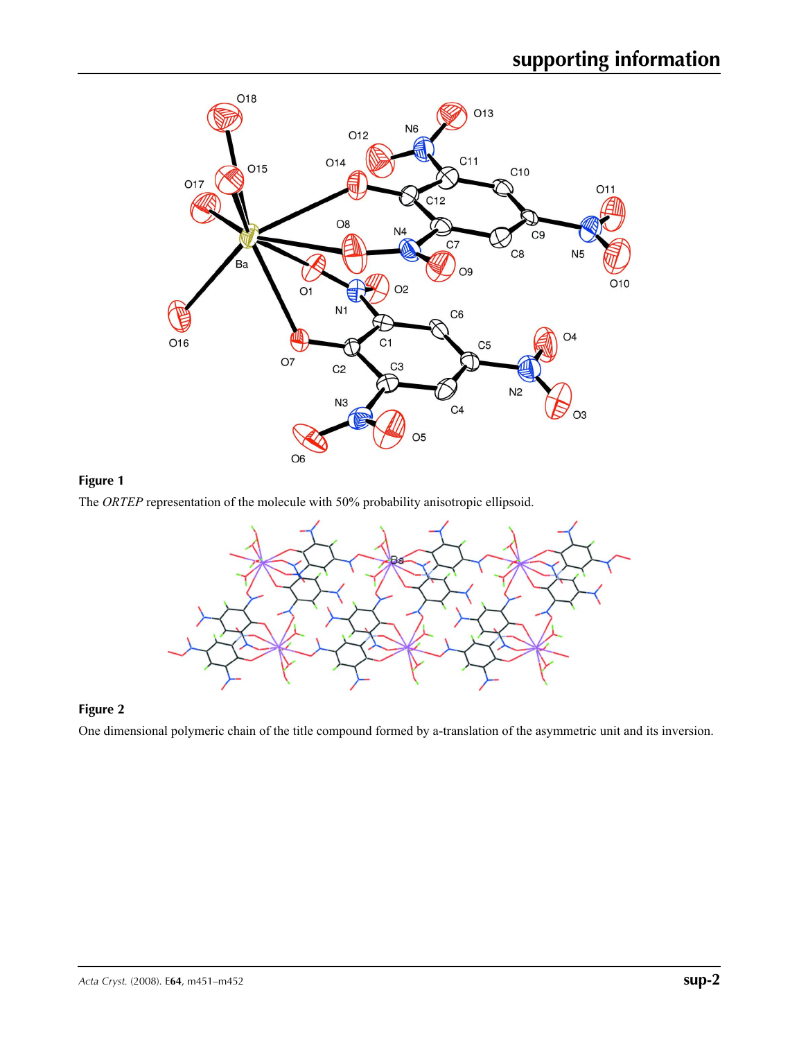**Figure 1**

The *ORTEP* representation of the molecule with 50% probability anisotropic ellipsoid.

**Figure 2**

One dimensional polymeric chain of the title compound formed by a-translation of the asymmetric unit and its inversion.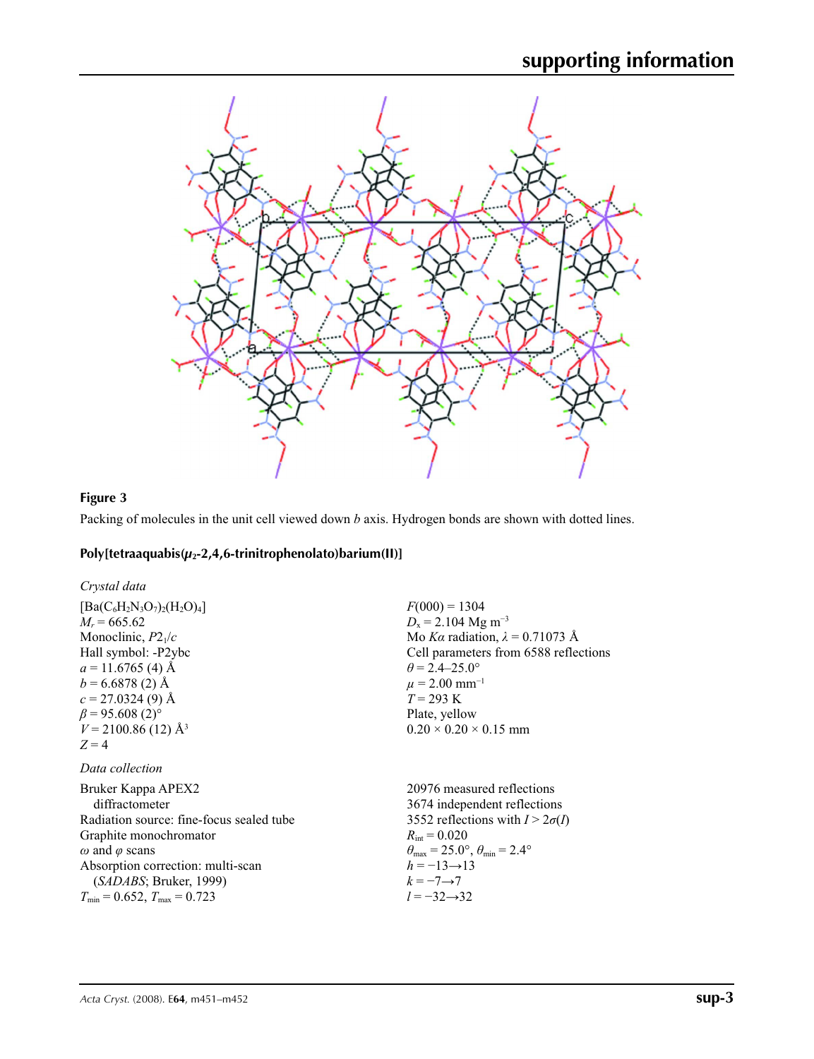**Figure 3**

Packing of molecules in the unit cell viewed down *b* axis. Hydrogen bonds are shown with dotted lines.

## Poly[tetraaquabis($\mu_2$-2,4,6-trinitrophenolato)barium(II)]

### *Crystal data*

$[Ba(C_6H_2N_3O_7)_2(H_2O)_4]$
$M_r = 665.62$
Monoclinic, $P2_1/c$
Hall symbol: -P2ybc
$a = 11.6765$ (4) Å
$b = 6.6878$ (2) Å
$c = 27.0324$ (9) Å
$\beta = 95.608$ (2)°
$V = 2100.86$ (12) Å$^3$
$Z = 4$
$F(000) = 1304$
$D_x = 2.104$ Mg m$^{-3}$
Mo $K\alpha$ radiation, $\lambda = 0.71073$ Å
Cell parameters from 6588 reflections
$\theta = 2.4$–25.0°
$\mu = 2.00$ mm$^{-1}$
$T = 293$ K
Plate, yellow
0.20 × 0.20 × 0.15 mm

### *Data collection*

Bruker Kappa APEX2 diffractometer
Radiation source: fine-focus sealed tube
Graphite monochromator
$\omega$ and $\varphi$ scans
Absorption correction: multi-scan (*SADABS*; Bruker, 1999)
$T_{min} = 0.652$, $T_{max} = 0.723$
20976 measured reflections
3674 independent reflections
3552 reflections with $I > 2\sigma(I)$
$R_{int} = 0.020$
$\theta_{max} = 25.0°$, $\theta_{min} = 2.4°$
$h = -13 \rightarrow 13$
$k = -7 \rightarrow 7$
$l = -32 \rightarrow 32$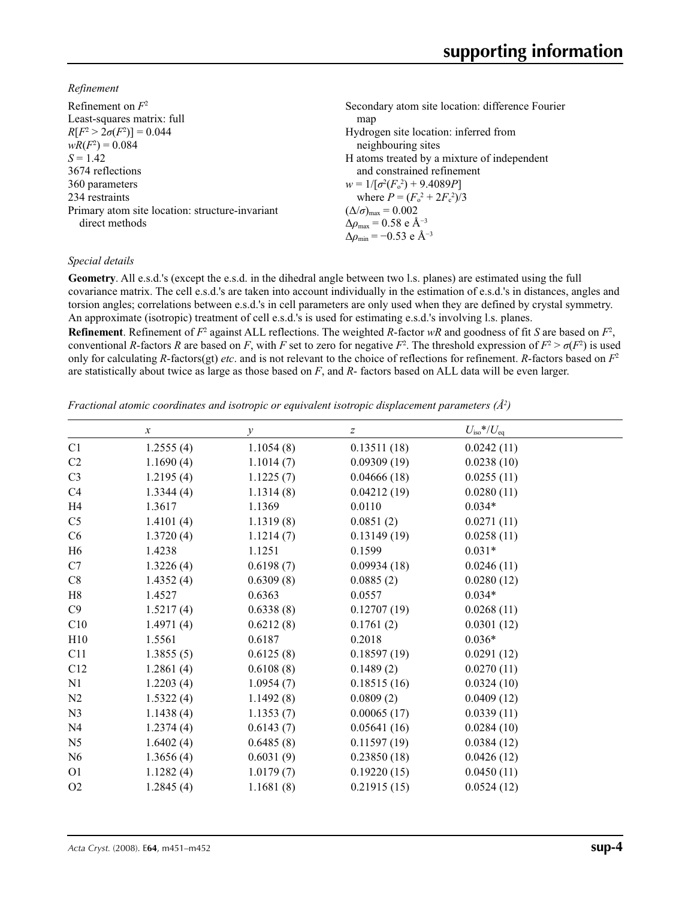*Refinement*

Refinement on $F^2$
Least-squares matrix: full
$R[F^2 > 2\sigma(F^2)] = 0.044$
$wR(F^2) = 0.084$
$S = 1.42$
3674 reflections
360 parameters
234 restraints
Primary atom site location: structure-invariant direct methods
Secondary atom site location: difference Fourier map
Hydrogen site location: inferred from neighbouring sites
H atoms treated by a mixture of independent and constrained refinement
$w = 1/[\sigma^2(F_o^2) + 9.4089P]$
where $P = (F_o^2 + 2F_c^2)/3$
$(\Delta/\sigma)_{max} = 0.002$
$\Delta\rho_{max} = 0.58$ e Å$^{-3}$
$\Delta\rho_{min} = -0.53$ e Å$^{-3}$

*Special details*

**Geometry**. All e.s.d.'s (except the e.s.d. in the dihedral angle between two l.s. planes) are estimated using the full covariance matrix. The cell e.s.d.'s are taken into account individually in the estimation of e.s.d.'s in distances, angles and torsion angles; correlations between e.s.d.'s in cell parameters are only used when they are defined by crystal symmetry. An approximate (isotropic) treatment of cell e.s.d.'s is used for estimating e.s.d.'s involving l.s. planes.

**Refinement**. Refinement of $F^2$ against ALL reflections. The weighted $R$-factor $wR$ and goodness of fit $S$ are based on $F^2$, conventional $R$-factors $R$ are based on $F$, with $F$ set to zero for negative $F^2$. The threshold expression of $F^2 > \sigma(F^2)$ is used only for calculating $R$-factors(gt) *etc*. and is not relevant to the choice of reflections for refinement. $R$-factors based on $F^2$ are statistically about twice as large as those based on $F$, and $R$- factors based on ALL data will be even larger.

*Fractional atomic coordinates and isotropic or equivalent isotropic displacement parameters (Å$^2$)*

| | $x$ | $y$ | $z$ | $U_{iso}$*/$U_{eq}$ |
|---|---|---|---|---|
| C1 | 1.2555 (4) | 1.1054 (8) | 0.13511 (18) | 0.0242 (11) |
| C2 | 1.1690 (4) | 1.1014 (7) | 0.09309 (19) | 0.0238 (10) |
| C3 | 1.2195 (4) | 1.1225 (7) | 0.04666 (18) | 0.0255 (11) |
| C4 | 1.3344 (4) | 1.1314 (8) | 0.04212 (19) | 0.0280 (11) |
| H4 | 1.3617 | 1.1369 | 0.0110 | 0.034* |
| C5 | 1.4101 (4) | 1.1319 (8) | 0.0851 (2) | 0.0271 (11) |
| C6 | 1.3720 (4) | 1.1214 (7) | 0.13149 (19) | 0.0258 (11) |
| H6 | 1.4238 | 1.1251 | 0.1599 | 0.031* |
| C7 | 1.3226 (4) | 0.6198 (7) | 0.09934 (18) | 0.0246 (11) |
| C8 | 1.4352 (4) | 0.6309 (8) | 0.0885 (2) | 0.0280 (12) |
| H8 | 1.4527 | 0.6363 | 0.0557 | 0.034* |
| C9 | 1.5217 (4) | 0.6338 (8) | 0.12707 (19) | 0.0268 (11) |
| C10 | 1.4971 (4) | 0.6212 (8) | 0.1761 (2) | 0.0301 (12) |
| H10 | 1.5561 | 0.6187 | 0.2018 | 0.036* |
| C11 | 1.3855 (5) | 0.6125 (8) | 0.18597 (19) | 0.0291 (12) |
| C12 | 1.2861 (4) | 0.6108 (8) | 0.1489 (2) | 0.0270 (11) |
| N1 | 1.2203 (4) | 1.0954 (7) | 0.18515 (16) | 0.0324 (10) |
| N2 | 1.5322 (4) | 1.1492 (8) | 0.0809 (2) | 0.0409 (12) |
| N3 | 1.1438 (4) | 1.1353 (7) | 0.00065 (17) | 0.0339 (11) |
| N4 | 1.2374 (4) | 0.6143 (7) | 0.05641 (16) | 0.0284 (10) |
| N5 | 1.6402 (4) | 0.6485 (8) | 0.11597 (19) | 0.0384 (12) |
| N6 | 1.3656 (4) | 0.6031 (9) | 0.23850 (18) | 0.0426 (12) |
| O1 | 1.1282 (4) | 1.0179 (7) | 0.19220 (15) | 0.0450 (11) |
| O2 | 1.2845 (4) | 1.1681 (8) | 0.21915 (15) | 0.0524 (12) |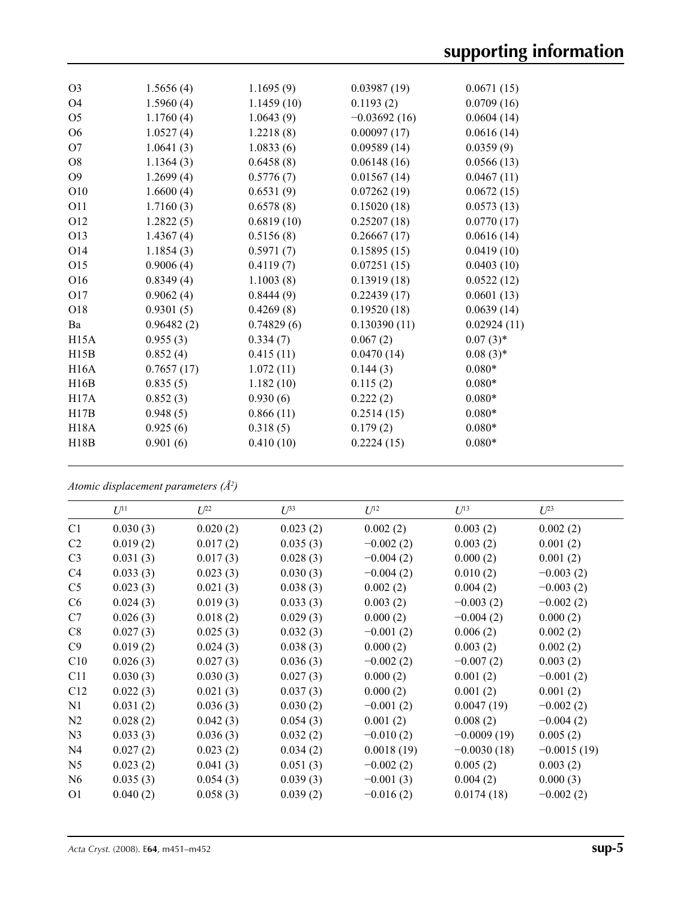| | | | | |
|---|---|---|---|---|
| O3 | 1.5656 (4) | 1.1695 (9) | 0.03987 (19) | 0.0671 (15) |
| O4 | 1.5960 (4) | 1.1459 (10) | 0.1193 (2) | 0.0709 (16) |
| O5 | 1.1760 (4) | 1.0643 (9) | −0.03692 (16) | 0.0604 (14) |
| O6 | 1.0527 (4) | 1.2218 (8) | 0.00097 (17) | 0.0616 (14) |
| O7 | 1.0641 (3) | 1.0833 (6) | 0.09589 (14) | 0.0359 (9) |
| O8 | 1.1364 (3) | 0.6458 (8) | 0.06148 (16) | 0.0566 (13) |
| O9 | 1.2699 (4) | 0.5776 (7) | 0.01567 (14) | 0.0467 (11) |
| O10 | 1.6600 (4) | 0.6531 (9) | 0.07262 (19) | 0.0672 (15) |
| O11 | 1.7160 (3) | 0.6578 (8) | 0.15020 (18) | 0.0573 (13) |
| O12 | 1.2822 (5) | 0.6819 (10) | 0.25207 (18) | 0.0770 (17) |
| O13 | 1.4367 (4) | 0.5156 (8) | 0.26667 (17) | 0.0616 (14) |
| O14 | 1.1854 (3) | 0.5971 (7) | 0.15895 (15) | 0.0419 (10) |
| O15 | 0.9006 (4) | 0.4119 (7) | 0.07251 (15) | 0.0403 (10) |
| O16 | 0.8349 (4) | 1.1003 (8) | 0.13919 (18) | 0.0522 (12) |
| O17 | 0.9062 (4) | 0.8444 (9) | 0.22439 (17) | 0.0601 (13) |
| O18 | 0.9301 (5) | 0.4269 (8) | 0.19520 (18) | 0.0639 (14) |
| Ba | 0.96482 (2) | 0.74829 (6) | 0.130390 (11) | 0.02924 (11) |
| H15A | 0.955 (3) | 0.334 (7) | 0.067 (2) | 0.07 (3)* |
| H15B | 0.852 (4) | 0.415 (11) | 0.0470 (14) | 0.08 (3)* |
| H16A | 0.7657 (17) | 1.072 (11) | 0.144 (3) | 0.080* |
| H16B | 0.835 (5) | 1.182 (10) | 0.115 (2) | 0.080* |
| H17A | 0.852 (3) | 0.930 (6) | 0.222 (2) | 0.080* |
| H17B | 0.948 (5) | 0.866 (11) | 0.2514 (15) | 0.080* |
| H18A | 0.925 (6) | 0.318 (5) | 0.179 (2) | 0.080* |
| H18B | 0.901 (6) | 0.410 (10) | 0.2224 (15) | 0.080* |

*Atomic displacement parameters (Å²)*

| | $U^{11}$ | $U^{22}$ | $U^{33}$ | $U^{12}$ | $U^{13}$ | $U^{23}$ |
|---|---|---|---|---|---|---|
| C1 | 0.030 (3) | 0.020 (2) | 0.023 (2) | 0.002 (2) | 0.003 (2) | 0.002 (2) |
| C2 | 0.019 (2) | 0.017 (2) | 0.035 (3) | −0.002 (2) | 0.003 (2) | 0.001 (2) |
| C3 | 0.031 (3) | 0.017 (3) | 0.028 (3) | −0.004 (2) | 0.000 (2) | 0.001 (2) |
| C4 | 0.033 (3) | 0.023 (3) | 0.030 (3) | −0.004 (2) | 0.010 (2) | −0.003 (2) |
| C5 | 0.023 (3) | 0.021 (3) | 0.038 (3) | 0.002 (2) | 0.004 (2) | −0.003 (2) |
| C6 | 0.024 (3) | 0.019 (3) | 0.033 (3) | 0.003 (2) | −0.003 (2) | −0.002 (2) |
| C7 | 0.026 (3) | 0.018 (2) | 0.029 (3) | 0.000 (2) | −0.004 (2) | 0.000 (2) |
| C8 | 0.027 (3) | 0.025 (3) | 0.032 (3) | −0.001 (2) | 0.006 (2) | 0.002 (2) |
| C9 | 0.019 (2) | 0.024 (3) | 0.038 (3) | 0.000 (2) | 0.003 (2) | 0.002 (2) |
| C10 | 0.026 (3) | 0.027 (3) | 0.036 (3) | −0.002 (2) | −0.007 (2) | 0.003 (2) |
| C11 | 0.030 (3) | 0.030 (3) | 0.027 (3) | 0.000 (2) | 0.001 (2) | −0.001 (2) |
| C12 | 0.022 (3) | 0.021 (3) | 0.037 (3) | 0.000 (2) | 0.001 (2) | 0.001 (2) |
| N1 | 0.031 (2) | 0.036 (3) | 0.030 (2) | −0.001 (2) | 0.0047 (19) | −0.002 (2) |
| N2 | 0.028 (2) | 0.042 (3) | 0.054 (3) | 0.001 (2) | 0.008 (2) | −0.004 (2) |
| N3 | 0.033 (3) | 0.036 (3) | 0.032 (2) | −0.010 (2) | −0.0009 (19) | 0.005 (2) |
| N4 | 0.027 (2) | 0.023 (2) | 0.034 (2) | 0.0018 (19) | −0.0030 (18) | −0.0015 (19) |
| N5 | 0.023 (2) | 0.041 (3) | 0.051 (3) | −0.002 (2) | 0.005 (2) | 0.003 (2) |
| N6 | 0.035 (3) | 0.054 (3) | 0.039 (3) | −0.001 (3) | 0.004 (2) | 0.000 (3) |
| O1 | 0.040 (2) | 0.058 (3) | 0.039 (2) | −0.016 (2) | 0.0174 (18) | −0.002 (2) |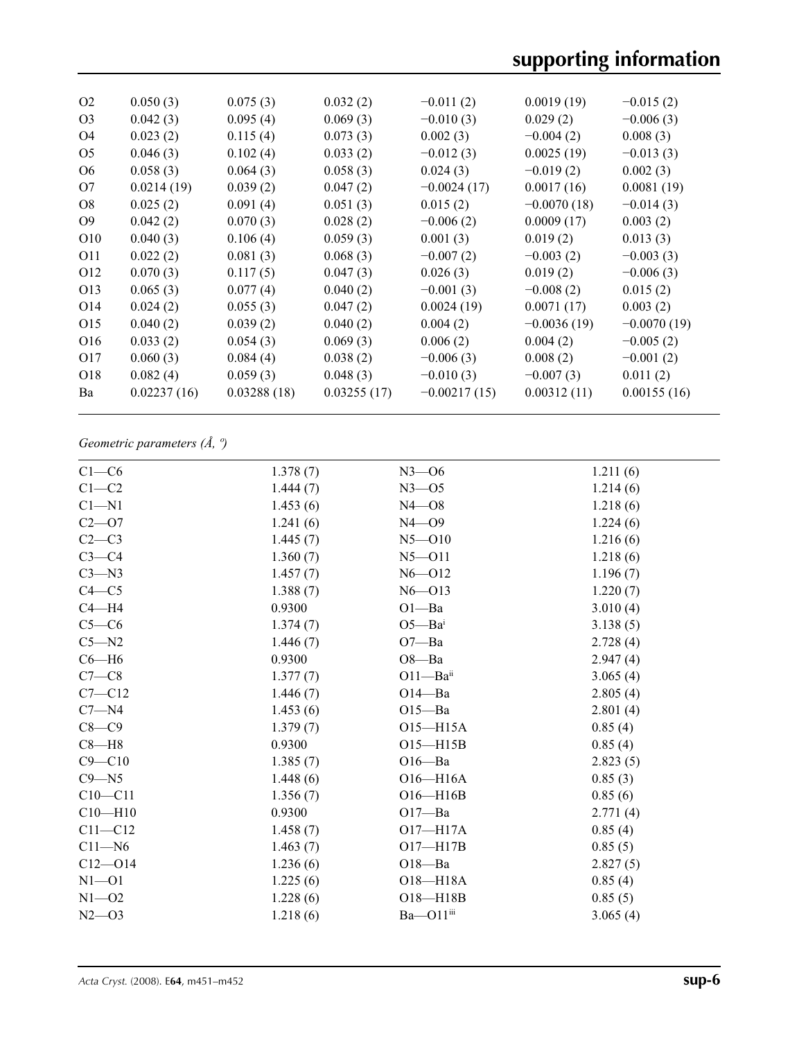| | | | | | | |
|---|---|---|---|---|---|---|
| O2 | 0.050 (3) | 0.075 (3) | 0.032 (2) | −0.011 (2) | 0.0019 (19) | −0.015 (2) |
| O3 | 0.042 (3) | 0.095 (4) | 0.069 (3) | −0.010 (3) | 0.029 (2) | −0.006 (3) |
| O4 | 0.023 (2) | 0.115 (4) | 0.073 (3) | 0.002 (3) | −0.004 (2) | 0.008 (3) |
| O5 | 0.046 (3) | 0.102 (4) | 0.033 (2) | −0.012 (3) | 0.0025 (19) | −0.013 (3) |
| O6 | 0.058 (3) | 0.064 (3) | 0.058 (3) | 0.024 (3) | −0.019 (2) | 0.002 (3) |
| O7 | 0.0214 (19) | 0.039 (2) | 0.047 (2) | −0.0024 (17) | 0.0017 (16) | 0.0081 (19) |
| O8 | 0.025 (2) | 0.091 (4) | 0.051 (3) | 0.015 (2) | −0.0070 (18) | −0.014 (3) |
| O9 | 0.042 (2) | 0.070 (3) | 0.028 (2) | −0.006 (2) | 0.0009 (17) | 0.003 (2) |
| O10 | 0.040 (3) | 0.106 (4) | 0.059 (3) | 0.001 (3) | 0.019 (2) | 0.013 (3) |
| O11 | 0.022 (2) | 0.081 (3) | 0.068 (3) | −0.007 (2) | −0.003 (2) | −0.003 (3) |
| O12 | 0.070 (3) | 0.117 (5) | 0.047 (3) | 0.026 (3) | 0.019 (2) | −0.006 (3) |
| O13 | 0.065 (3) | 0.077 (4) | 0.040 (2) | −0.001 (3) | −0.008 (2) | 0.015 (2) |
| O14 | 0.024 (2) | 0.055 (3) | 0.047 (2) | 0.0024 (19) | 0.0071 (17) | 0.003 (2) |
| O15 | 0.040 (2) | 0.039 (2) | 0.040 (2) | 0.004 (2) | −0.0036 (19) | −0.0070 (19) |
| O16 | 0.033 (2) | 0.054 (3) | 0.069 (3) | 0.006 (2) | 0.004 (2) | −0.005 (2) |
| O17 | 0.060 (3) | 0.084 (4) | 0.038 (2) | −0.006 (3) | 0.008 (2) | −0.001 (2) |
| O18 | 0.082 (4) | 0.059 (3) | 0.048 (3) | −0.010 (3) | −0.007 (3) | 0.011 (2) |
| Ba | 0.02237 (16) | 0.03288 (18) | 0.03255 (17) | −0.00217 (15) | 0.00312 (11) | 0.00155 (16) |

*Geometric parameters (Å, º)*

| | | | |
|---|---|---|---|
| C1—C6 | 1.378 (7) | N3—O6 | 1.211 (6) |
| C1—C2 | 1.444 (7) | N3—O5 | 1.214 (6) |
| C1—N1 | 1.453 (6) | N4—O8 | 1.218 (6) |
| C2—O7 | 1.241 (6) | N4—O9 | 1.224 (6) |
| C2—C3 | 1.445 (7) | N5—O10 | 1.216 (6) |
| C3—C4 | 1.360 (7) | N5—O11 | 1.218 (6) |
| C3—N3 | 1.457 (7) | N6—O12 | 1.196 (7) |
| C4—C5 | 1.388 (7) | N6—O13 | 1.220 (7) |
| C4—H4 | 0.9300 | O1—Ba | 3.010 (4) |
| C5—C6 | 1.374 (7) | O5—Ba$^{i}$ | 3.138 (5) |
| C5—N2 | 1.446 (7) | O7—Ba | 2.728 (4) |
| C6—H6 | 0.9300 | O8—Ba | 2.947 (4) |
| C7—C8 | 1.377 (7) | O11—Ba$^{ii}$ | 3.065 (4) |
| C7—C12 | 1.446 (7) | O14—Ba | 2.805 (4) |
| C7—N4 | 1.453 (6) | O15—Ba | 2.801 (4) |
| C8—C9 | 1.379 (7) | O15—H15A | 0.85 (4) |
| C8—H8 | 0.9300 | O15—H15B | 0.85 (4) |
| C9—C10 | 1.385 (7) | O16—Ba | 2.823 (5) |
| C9—N5 | 1.448 (6) | O16—H16A | 0.85 (3) |
| C10—C11 | 1.356 (7) | O16—H16B | 0.85 (6) |
| C10—H10 | 0.9300 | O17—Ba | 2.771 (4) |
| C11—C12 | 1.458 (7) | O17—H17A | 0.85 (4) |
| C11—N6 | 1.463 (7) | O17—H17B | 0.85 (5) |
| C12—O14 | 1.236 (6) | O18—Ba | 2.827 (5) |
| N1—O1 | 1.225 (6) | O18—H18A | 0.85 (4) |
| N1—O2 | 1.228 (6) | O18—H18B | 0.85 (5) |
| N2—O3 | 1.218 (6) | Ba—O11$^{iii}$ | 3.065 (4) |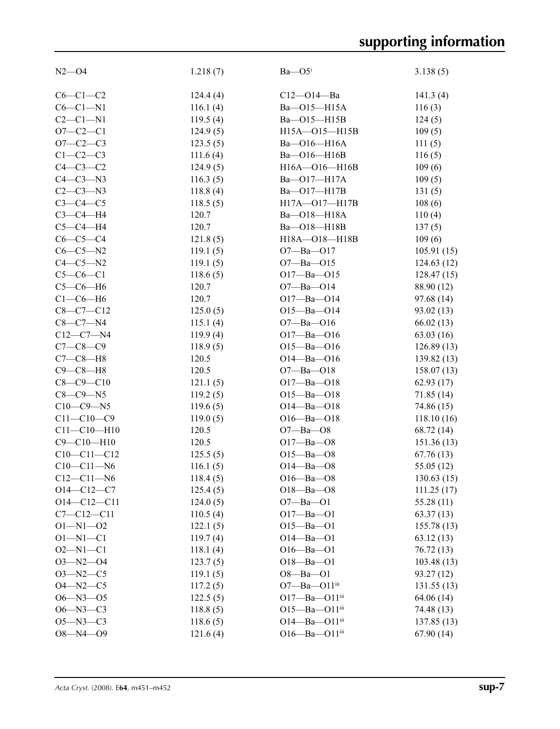| | | | |
|---|---|---|---|
| N2—O4 | 1.218 (7) | Ba—O5$^{i}$ | 3.138 (5) |
| | | | |
| C6—C1—C2 | 124.4 (4) | C12—O14—Ba | 141.3 (4) |
| C6—C1—N1 | 116.1 (4) | Ba—O15—H15A | 116 (3) |
| C2—C1—N1 | 119.5 (4) | Ba—O15—H15B | 124 (5) |
| O7—C2—C1 | 124.9 (5) | H15A—O15—H15B | 109 (5) |
| O7—C2—C3 | 123.5 (5) | Ba—O16—H16A | 111 (5) |
| C1—C2—C3 | 111.6 (4) | Ba—O16—H16B | 116 (5) |
| C4—C3—C2 | 124.9 (5) | H16A—O16—H16B | 109 (6) |
| C4—C3—N3 | 116.3 (5) | Ba—O17—H17A | 109 (5) |
| C2—C3—N3 | 118.8 (4) | Ba—O17—H17B | 131 (5) |
| C3—C4—C5 | 118.5 (5) | H17A—O17—H17B | 108 (6) |
| C3—C4—H4 | 120.7 | Ba—O18—H18A | 110 (4) |
| C5—C4—H4 | 120.7 | Ba—O18—H18B | 137 (5) |
| C6—C5—C4 | 121.8 (5) | H18A—O18—H18B | 109 (6) |
| C6—C5—N2 | 119.1 (5) | O7—Ba—O17 | 105.91 (15) |
| C4—C5—N2 | 119.1 (5) | O7—Ba—O15 | 124.63 (12) |
| C5—C6—C1 | 118.6 (5) | O17—Ba—O15 | 128.47 (15) |
| C5—C6—H6 | 120.7 | O7—Ba—O14 | 88.90 (12) |
| C1—C6—H6 | 120.7 | O17—Ba—O14 | 97.68 (14) |
| C8—C7—C12 | 125.0 (5) | O15—Ba—O14 | 93.02 (13) |
| C8—C7—N4 | 115.1 (4) | O7—Ba—O16 | 66.02 (13) |
| C12—C7—N4 | 119.9 (4) | O17—Ba—O16 | 63.03 (16) |
| C7—C8—C9 | 118.9 (5) | O15—Ba—O16 | 126.89 (13) |
| C7—C8—H8 | 120.5 | O14—Ba—O16 | 139.82 (13) |
| C9—C8—H8 | 120.5 | O7—Ba—O18 | 158.07 (13) |
| C8—C9—C10 | 121.1 (5) | O17—Ba—O18 | 62.93 (17) |
| C8—C9—N5 | 119.2 (5) | O15—Ba—O18 | 71.85 (14) |
| C10—C9—N5 | 119.6 (5) | O14—Ba—O18 | 74.86 (15) |
| C11—C10—C9 | 119.0 (5) | O16—Ba—O18 | 118.10 (16) |
| C11—C10—H10 | 120.5 | O7—Ba—O8 | 68.72 (14) |
| C9—C10—H10 | 120.5 | O17—Ba—O8 | 151.36 (13) |
| C10—C11—C12 | 125.5 (5) | O15—Ba—O8 | 67.76 (13) |
| C10—C11—N6 | 116.1 (5) | O14—Ba—O8 | 55.05 (12) |
| C12—C11—N6 | 118.4 (5) | O16—Ba—O8 | 130.63 (15) |
| O14—C12—C7 | 125.4 (5) | O18—Ba—O8 | 111.25 (17) |
| O14—C12—C11 | 124.0 (5) | O7—Ba—O1 | 55.28 (11) |
| C7—C12—C11 | 110.5 (4) | O17—Ba—O1 | 63.37 (13) |
| O1—N1—O2 | 122.1 (5) | O15—Ba—O1 | 155.78 (13) |
| O1—N1—C1 | 119.7 (4) | O14—Ba—O1 | 63.12 (13) |
| O2—N1—C1 | 118.1 (4) | O16—Ba—O1 | 76.72 (13) |
| O3—N2—O4 | 123.7 (5) | O18—Ba—O1 | 103.48 (13) |
| O3—N2—C5 | 119.1 (5) | O8—Ba—O1 | 93.27 (12) |
| O4—N2—C5 | 117.2 (5) | O7—Ba—O11$^{iii}$ | 131.55 (13) |
| O6—N3—O5 | 122.5 (5) | O17—Ba—O11$^{iii}$ | 64.06 (14) |
| O6—N3—C3 | 118.8 (5) | O15—Ba—O11$^{iii}$ | 74.48 (13) |
| O5—N3—C3 | 118.6 (5) | O14—Ba—O11$^{iii}$ | 137.85 (13) |
| O8—N4—O9 | 121.6 (4) | O16—Ba—O11$^{iii}$ | 67.90 (14) |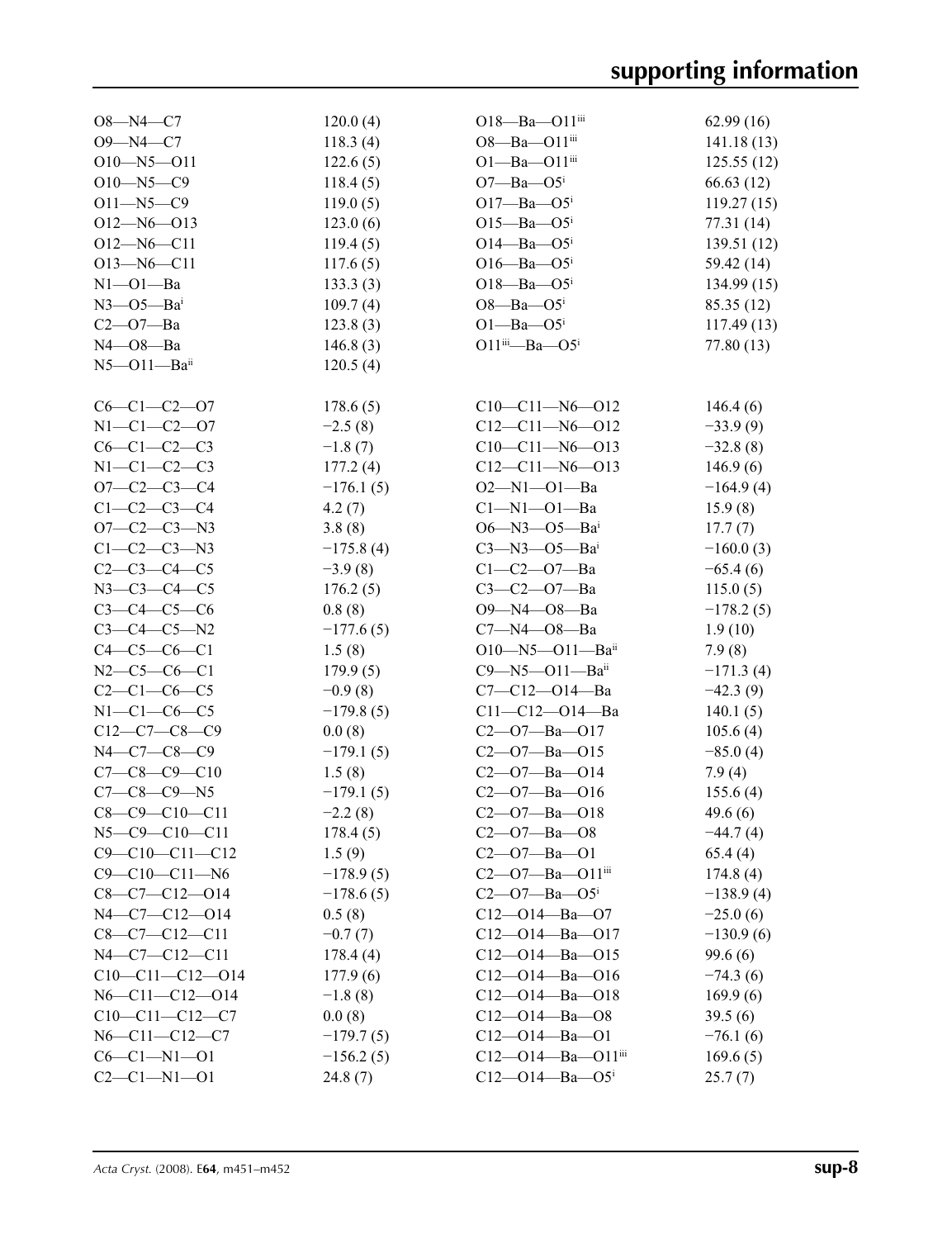| | | | |
|---|---|---|---|
| O8—N4—C7 | 120.0 (4) | O18—Ba—O11$^{iii}$ | 62.99 (16) |
| O9—N4—C7 | 118.3 (4) | O8—Ba—O11$^{iii}$ | 141.18 (13) |
| O10—N5—O11 | 122.6 (5) | O1—Ba—O11$^{iii}$ | 125.55 (12) |
| O10—N5—C9 | 118.4 (5) | O7—Ba—O5$^{i}$ | 66.63 (12) |
| O11—N5—C9 | 119.0 (5) | O17—Ba—O5$^{i}$ | 119.27 (15) |
| O12—N6—O13 | 123.0 (6) | O15—Ba—O5$^{i}$ | 77.31 (14) |
| O12—N6—C11 | 119.4 (5) | O14—Ba—O5$^{i}$ | 139.51 (12) |
| O13—N6—C11 | 117.6 (5) | O16—Ba—O5$^{i}$ | 59.42 (14) |
| N1—O1—Ba | 133.3 (3) | O18—Ba—O5$^{i}$ | 134.99 (15) |
| N3—O5—Ba$^{i}$ | 109.7 (4) | O8—Ba—O5$^{i}$ | 85.35 (12) |
| C2—O7—Ba | 123.8 (3) | O1—Ba—O5$^{i}$ | 117.49 (13) |
| N4—O8—Ba | 146.8 (3) | O11$^{iii}$—Ba—O5$^{i}$ | 77.80 (13) |
| N5—O11—Ba$^{ii}$ | 120.5 (4) | | |
| | | | |
| C6—C1—C2—O7 | 178.6 (5) | C10—C11—N6—O12 | 146.4 (6) |
| N1—C1—C2—O7 | −2.5 (8) | C12—C11—N6—O12 | −33.9 (9) |
| C6—C1—C2—C3 | −1.8 (7) | C10—C11—N6—O13 | −32.8 (8) |
| N1—C1—C2—C3 | 177.2 (4) | C12—C11—N6—O13 | 146.9 (6) |
| O7—C2—C3—C4 | −176.1 (5) | O2—N1—O1—Ba | −164.9 (4) |
| C1—C2—C3—C4 | 4.2 (7) | C1—N1—O1—Ba | 15.9 (8) |
| O7—C2—C3—N3 | 3.8 (8) | O6—N3—O5—Ba$^{i}$ | 17.7 (7) |
| C1—C2—C3—N3 | −175.8 (4) | C3—N3—O5—Ba$^{i}$ | −160.0 (3) |
| C2—C3—C4—C5 | −3.9 (8) | C1—C2—O7—Ba | −65.4 (6) |
| N3—C3—C4—C5 | 176.2 (5) | C3—C2—O7—Ba | 115.0 (5) |
| C3—C4—C5—C6 | 0.8 (8) | O9—N4—O8—Ba | −178.2 (5) |
| C3—C4—C5—N2 | −177.6 (5) | C7—N4—O8—Ba | 1.9 (10) |
| C4—C5—C6—C1 | 1.5 (8) | O10—N5—O11—Ba$^{ii}$ | 7.9 (8) |
| N2—C5—C6—C1 | 179.9 (5) | C9—N5—O11—Ba$^{ii}$ | −171.3 (4) |
| C2—C1—C6—C5 | −0.9 (8) | C7—C12—O14—Ba | −42.3 (9) |
| N1—C1—C6—C5 | −179.8 (5) | C11—C12—O14—Ba | 140.1 (5) |
| C12—C7—C8—C9 | 0.0 (8) | C2—O7—Ba—O17 | 105.6 (4) |
| N4—C7—C8—C9 | −179.1 (5) | C2—O7—Ba—O15 | −85.0 (4) |
| C7—C8—C9—C10 | 1.5 (8) | C2—O7—Ba—O14 | 7.9 (4) |
| C7—C8—C9—N5 | −179.1 (5) | C2—O7—Ba—O16 | 155.6 (4) |
| C8—C9—C10—C11 | −2.2 (8) | C2—O7—Ba—O18 | 49.6 (6) |
| N5—C9—C10—C11 | 178.4 (5) | C2—O7—Ba—O8 | −44.7 (4) |
| C9—C10—C11—C12 | 1.5 (9) | C2—O7—Ba—O1 | 65.4 (4) |
| C9—C10—C11—N6 | −178.9 (5) | C2—O7—Ba—O11$^{iii}$ | 174.8 (4) |
| C8—C7—C12—O14 | −178.6 (5) | C2—O7—Ba—O5$^{i}$ | −138.9 (4) |
| N4—C7—C12—O14 | 0.5 (8) | C12—O14—Ba—O7 | −25.0 (6) |
| C8—C7—C12—C11 | −0.7 (7) | C12—O14—Ba—O17 | −130.9 (6) |
| N4—C7—C12—C11 | 178.4 (4) | C12—O14—Ba—O15 | 99.6 (6) |
| C10—C11—C12—O14 | 177.9 (6) | C12—O14—Ba—O16 | −74.3 (6) |
| N6—C11—C12—O14 | −1.8 (8) | C12—O14—Ba—O18 | 169.9 (6) |
| C10—C11—C12—C7 | 0.0 (8) | C12—O14—Ba—O8 | 39.5 (6) |
| N6—C11—C12—C7 | −179.7 (5) | C12—O14—Ba—O1 | −76.1 (6) |
| C6—C1—N1—O1 | −156.2 (5) | C12—O14—Ba—O11$^{iii}$ | 169.6 (5) |
| C2—C1—N1—O1 | 24.8 (7) | C12—O14—Ba—O5$^{i}$ | 25.7 (7) |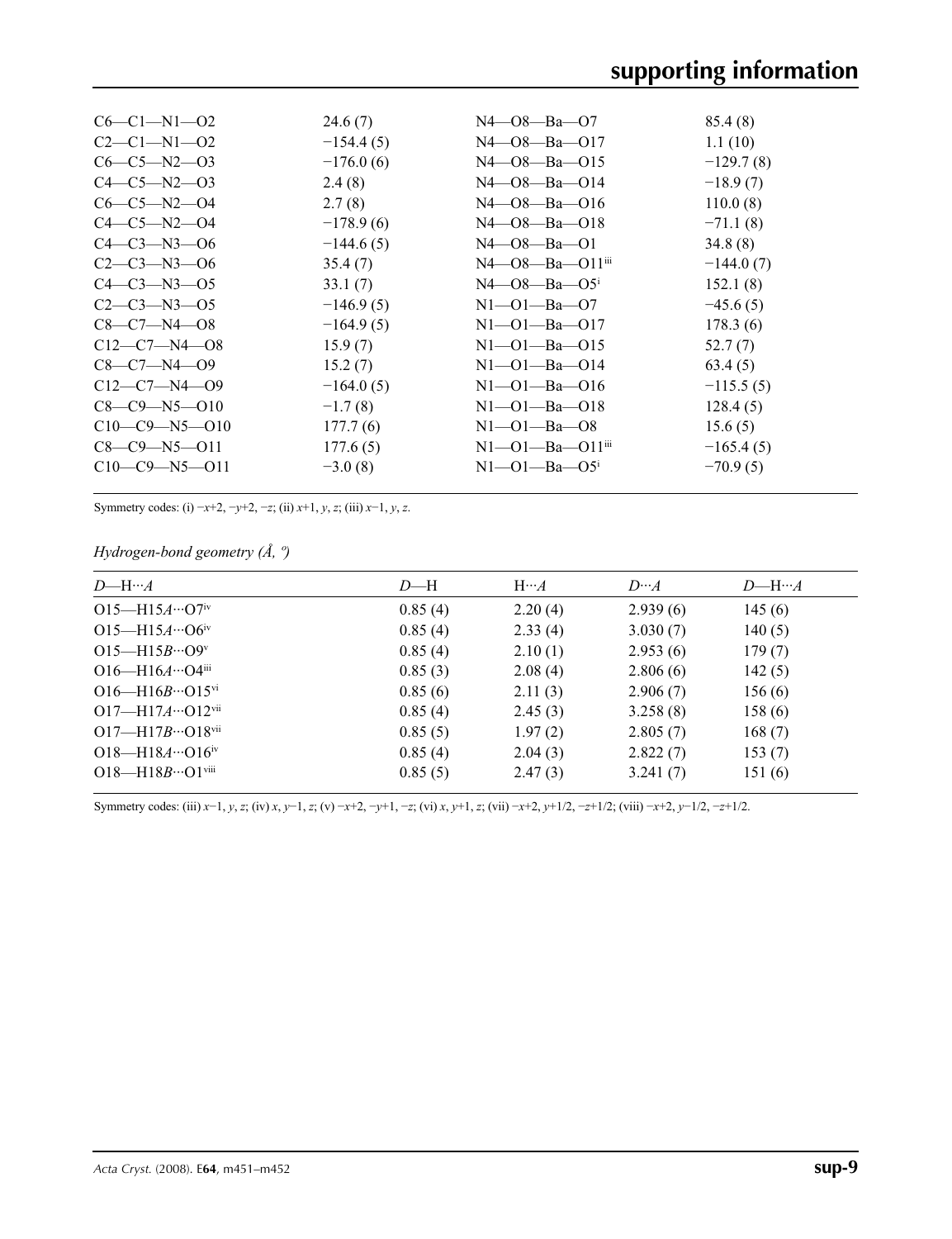| | | | |
|---|---|---|---|
| C6—C1—N1—O2 | 24.6 (7) | N4—O8—Ba—O7 | 85.4 (8) |
| C2—C1—N1—O2 | −154.4 (5) | N4—O8—Ba—O17 | 1.1 (10) |
| C6—C5—N2—O3 | −176.0 (6) | N4—O8—Ba—O15 | −129.7 (8) |
| C4—C5—N2—O3 | 2.4 (8) | N4—O8—Ba—O14 | −18.9 (7) |
| C6—C5—N2—O4 | 2.7 (8) | N4—O8—Ba—O16 | 110.0 (8) |
| C4—C5—N2—O4 | −178.9 (6) | N4—O8—Ba—O18 | −71.1 (8) |
| C4—C3—N3—O6 | −144.6 (5) | N4—O8—Ba—O1 | 34.8 (8) |
| C2—C3—N3—O6 | 35.4 (7) | N4—O8—Ba—O11$^{iii}$ | −144.0 (7) |
| C4—C3—N3—O5 | 33.1 (7) | N4—O8—Ba—O5$^{i}$ | 152.1 (8) |
| C2—C3—N3—O5 | −146.9 (5) | N1—O1—Ba—O7 | −45.6 (5) |
| C8—C7—N4—O8 | −164.9 (5) | N1—O1—Ba—O17 | 178.3 (6) |
| C12—C7—N4—O8 | 15.9 (7) | N1—O1—Ba—O15 | 52.7 (7) |
| C8—C7—N4—O9 | 15.2 (7) | N1—O1—Ba—O14 | 63.4 (5) |
| C12—C7—N4—O9 | −164.0 (5) | N1—O1—Ba—O16 | −115.5 (5) |
| C8—C9—N5—O10 | −1.7 (8) | N1—O1—Ba—O18 | 128.4 (5) |
| C10—C9—N5—O10 | 177.7 (6) | N1—O1—Ba—O8 | 15.6 (5) |
| C8—C9—N5—O11 | 177.6 (5) | N1—O1—Ba—O11$^{iii}$ | −165.4 (5) |
| C10—C9—N5—O11 | −3.0 (8) | N1—O1—Ba—O5$^{i}$ | −70.9 (5) |

Symmetry codes: (i) $-x+2, -y+2, -z$; (ii) $x+1, y, z$; (iii) $x-1, y, z$.

*Hydrogen-bond geometry (Å, º)*

| *D*—H···*A* | *D*—H | H···*A* | *D*···*A* | *D*—H···*A* |
|---|---|---|---|---|
| O15—H15*A*···O7$^{iv}$ | 0.85 (4) | 2.20 (4) | 2.939 (6) | 145 (6) |
| O15—H15*A*···O6$^{iv}$ | 0.85 (4) | 2.33 (4) | 3.030 (7) | 140 (5) |
| O15—H15*B*···O9$^{v}$ | 0.85 (4) | 2.10 (1) | 2.953 (6) | 179 (7) |
| O16—H16*A*···O4$^{iii}$ | 0.85 (3) | 2.08 (4) | 2.806 (6) | 142 (5) |
| O16—H16*B*···O15$^{vi}$ | 0.85 (6) | 2.11 (3) | 2.906 (7) | 156 (6) |
| O17—H17*A*···O12$^{vii}$ | 0.85 (4) | 2.45 (3) | 3.258 (8) | 158 (6) |
| O17—H17*B*···O18$^{vii}$ | 0.85 (5) | 1.97 (2) | 2.805 (7) | 168 (7) |
| O18—H18*A*···O16$^{iv}$ | 0.85 (4) | 2.04 (3) | 2.822 (7) | 153 (7) |
| O18—H18*B*···O1$^{viii}$ | 0.85 (5) | 2.47 (3) | 3.241 (7) | 151 (6) |

Symmetry codes: (iii) $x-1, y, z$; (iv) $x, y-1, z$; (v) $-x+2, -y+1, -z$; (vi) $x, y+1, z$; (vii) $-x+2, y+1/2, -z+1/2$; (viii) $-x+2, y-1/2, -z+1/2$.